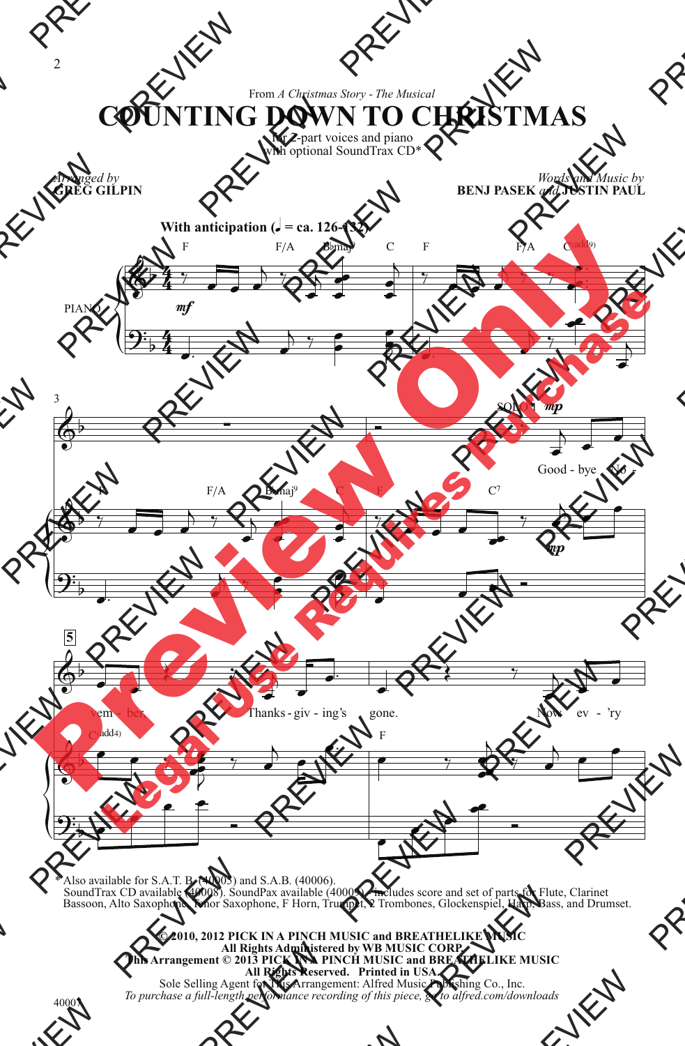From *A Christmas Story - The Musical*

# COUNTING DOWN TO CHRISTMAS

for 2-part voices and piano
with optional SoundTrax CD*

*Arranged by*
**GREG GILPIN**

*Words and Music by*
**BENJ PASEK** *and* **JUSTIN PAUL**

**With anticipation (♩ = ca. 126-132)**

SOLO 1: Good - bye No - vem - ber. Thanks - giv - ing's gone. Now ev - 'ry

\* Also available for S.A.T.B. (40005) and S.A.B. (40006).
SoundTrax CD available (40008). SoundPax available (40009) - includes score and set of parts for Flute, Clarinet Bassoon, Alto Saxophone, Tenor Saxophone, F Horn, Trumpet, 2 Trombones, Glockenspiel, Harp, Bass, and Drumset.

**© 2010, 2012 PICK IN A PINCH MUSIC and BREATHELIKE MUSIC**
**All Rights Administered by WB MUSIC CORP.**
**This Arrangement © 2013 PICK IN A PINCH MUSIC and BREATHELIKE MUSIC**
**All Rights Reserved. Printed in USA.**
Sole Selling Agent for This Arrangement: Alfred Music Publishing Co., Inc.
*To purchase a full-length performance recording of this piece, go to alfred.com/downloads*

40007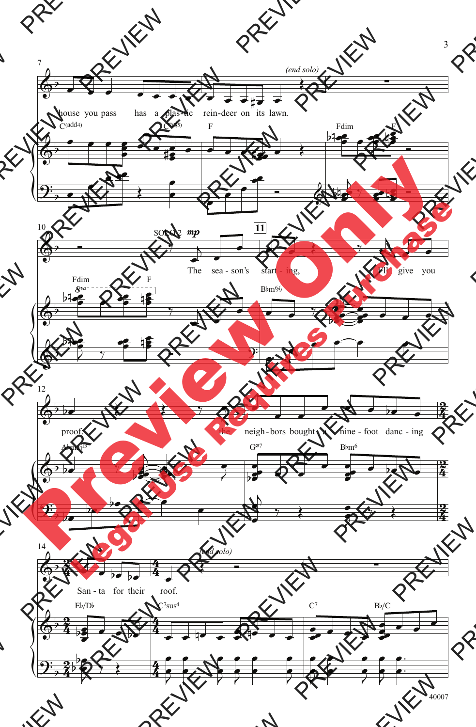house you pass has a plas-tic rein-deer on its lawn.

(end solo)

SOLO 2 *mp*

The sea-son's start-ing, I'll give you proof: the neigh-bors bought a nine-foot danc-ing San-ta for their roof.

(end solo)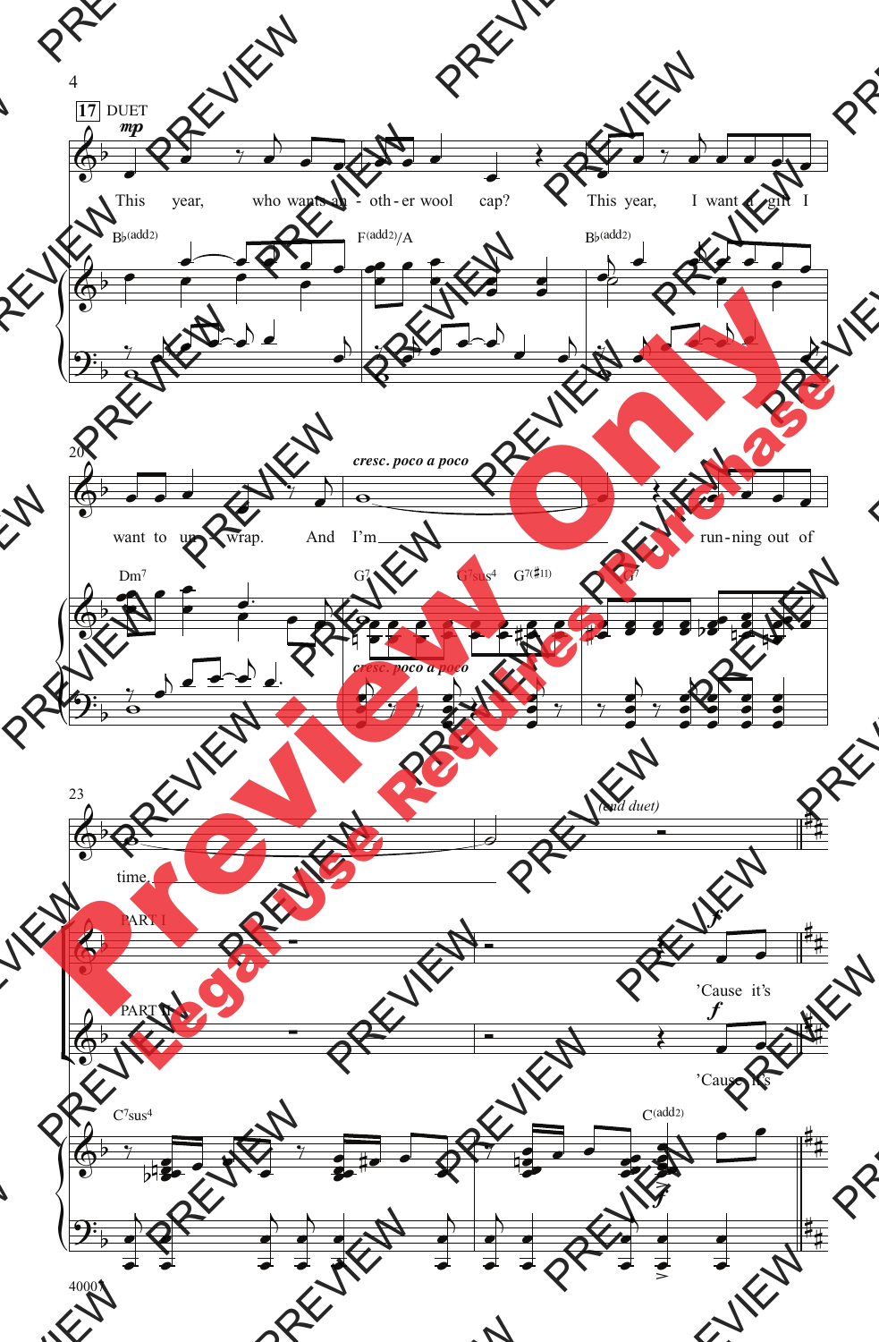17 DUET

*mp*

This year, who wants an - oth - er wool cap? This year, I want a gift I

B♭(add2) F(add2)/A B♭(add2)

want to un - wrap. And I'm run - ning out of

*cresc. poco a poco*

Dm7 G7 G7sus4 G7(♯11) G7

time.

*(end duet)*

PART I

*f*

'Cause it's

PART II

*f*

'Cause it's

C7sus4 C(add2)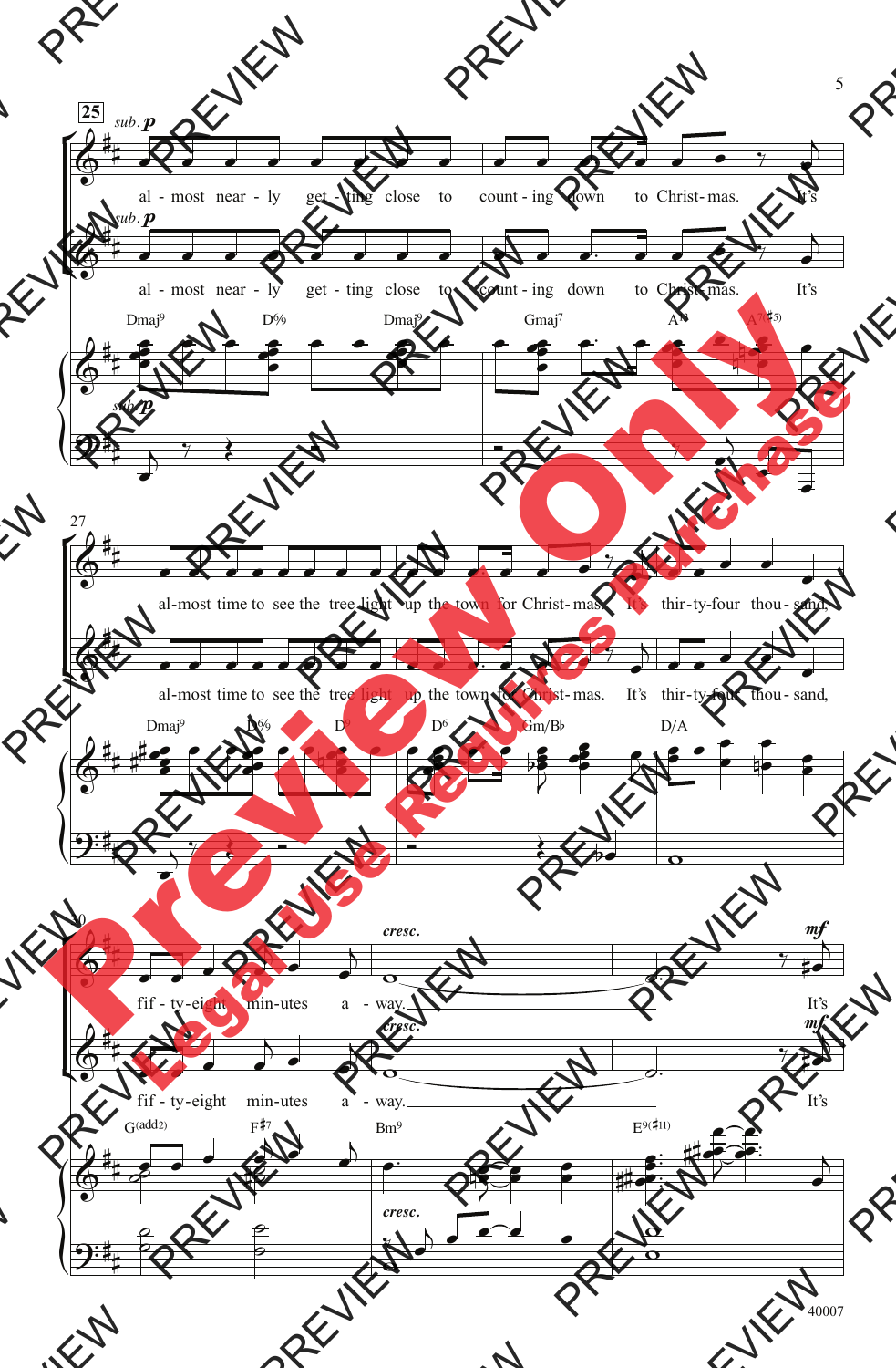25

*sub.* **p**

al - most near - ly get - ting close to count - ing down to Christ- mas. It's

al - most near - ly get - ting close to count - ing down to Christ- mas. It's

Dmaj9 D6/9 Dmaj9 Gmaj7 A13 A7(♯5)

27

al-most time to see the tree light up the town for Christ- mas. It's thir-ty-four thou - sand,

al-most time to see the tree light up the town for Christ- mas. It's thir-ty-four thou - sand,

Dmaj9 D6/9 D9 D6 Gm/B♭ D/A

30

*cresc.* **mf**

fif - ty-eight min-utes a - way. It's

fif - ty-eight min-utes a - way. It's

G(add2) F♯7 Bm9 E9(♯11)

40007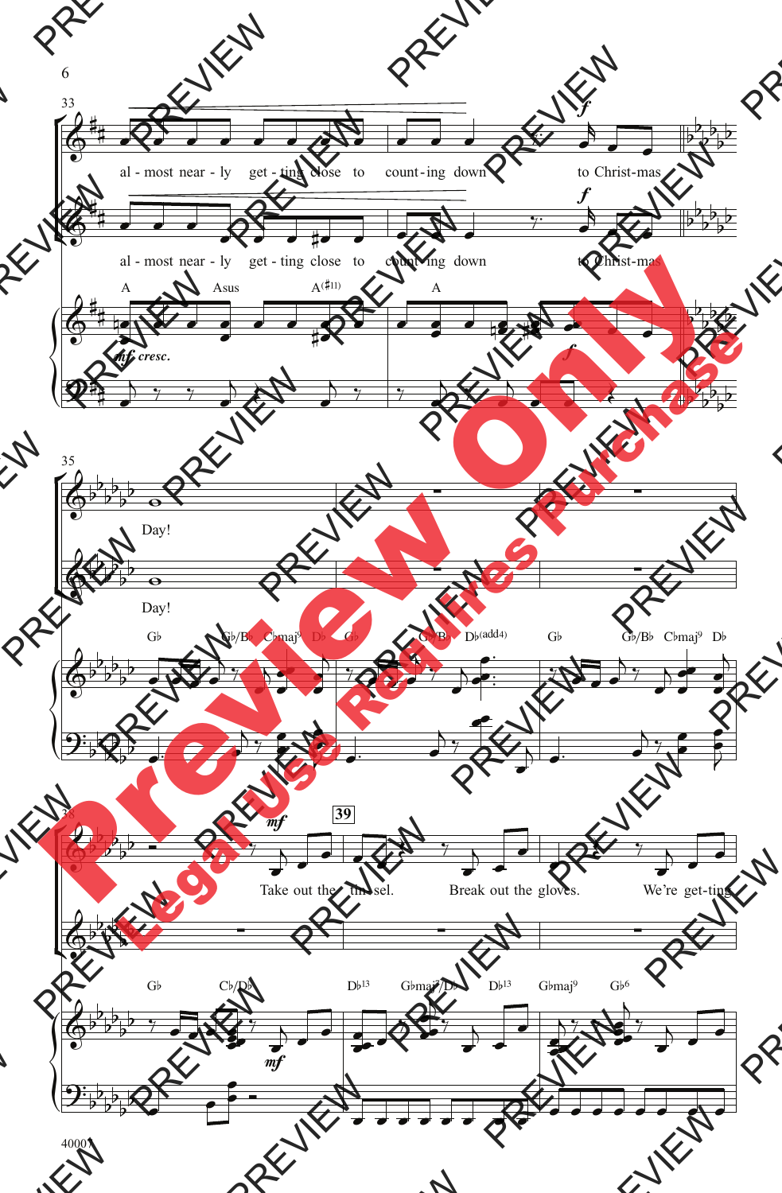33

al - most near - ly get - ting close to count - ing down to Christ - mas

al - most near - ly get - ting close to count - ing down to Christ - mas

A Asus A(♯11) A

*mf cresc.*

*f*

35

Day!

Day!

G♭ G♭/B♭ C♭maj⁹ D♭ G♭ G♭/B♭ D♭(add4) G♭ G♭/B♭ C♭maj⁹ D♭

38

**39**

*mf*

Take out the tin - sel. Break out the gloves. We're get - ting

G♭ C♭/D♭ D♭¹³ G♭maj⁷/D♭ D♭¹³ G♭maj⁹ G♭⁶

*mf*

40007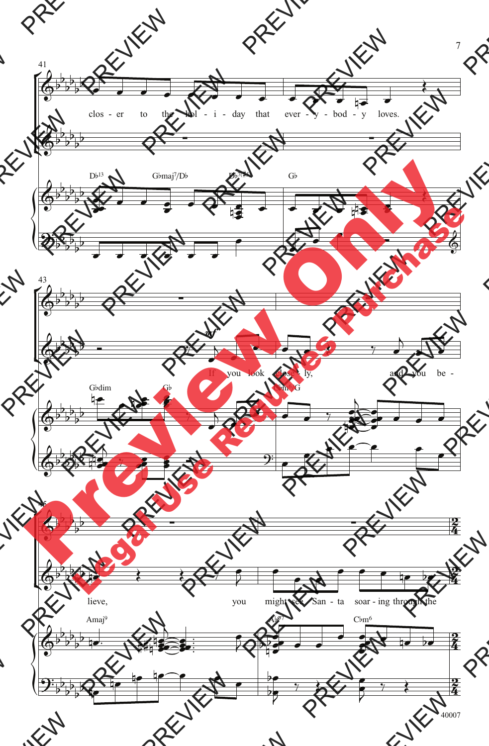41

clos - er to the hol - i - day that ever - y - bod - y loves.

D♭13 G♭maj7/D♭ D♭7(♯5) G♭

43

*mf*

If you look close - ly, and you be -

G♭dim G♭ C♭m6/G

45

lieve, you might see San - ta soar - ing through the

Amaj9 A♭ø7 C♭m6

40007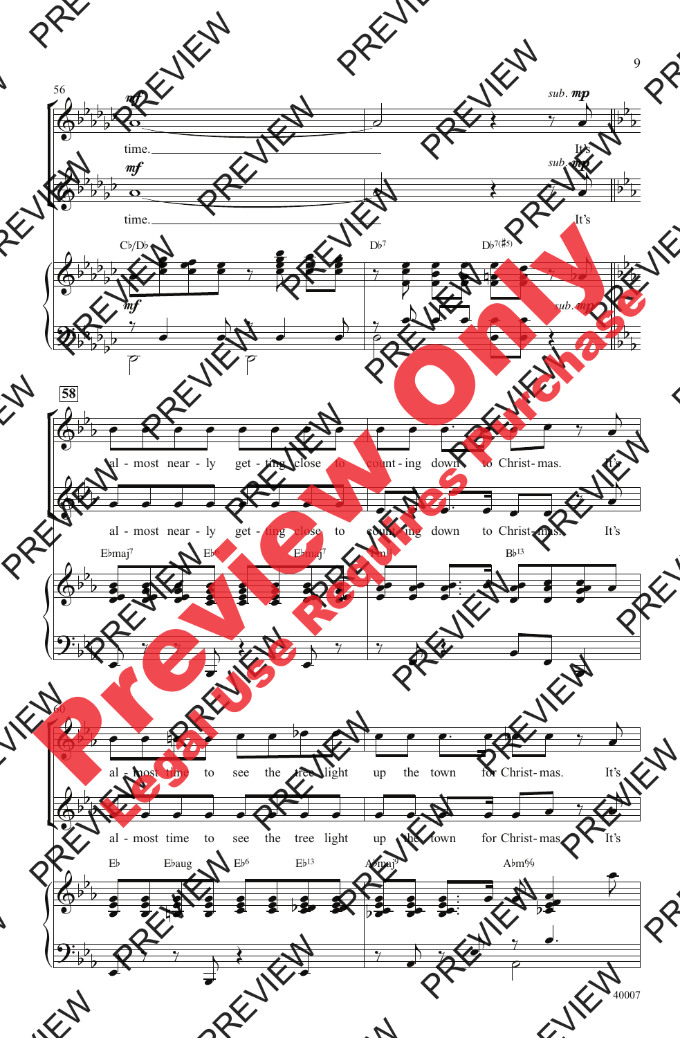56

*mf*

time.

*sub.* ***mp***

It's

*mf*

time.

*sub.* ***mp***

It's

C♭/D♭ D♭7 D♭7(♯5)

*mf*

*sub.* ***mp***

58

al - most near - ly get - ting close to count - ing down to Christ - mas. It's

al - most near - ly get - ting close to count - ing down to Christ - mas. It's

E♭maj7 E♭6 E♭maj7 Fm11 B♭13

60

al - most time to see the tree light up the town for Christ - mas. It's

al - most time to see the tree light up the town for Christ - mas. It's

E♭ E♭aug E♭6 E♭13 A♭maj9 A♭m6/9

40007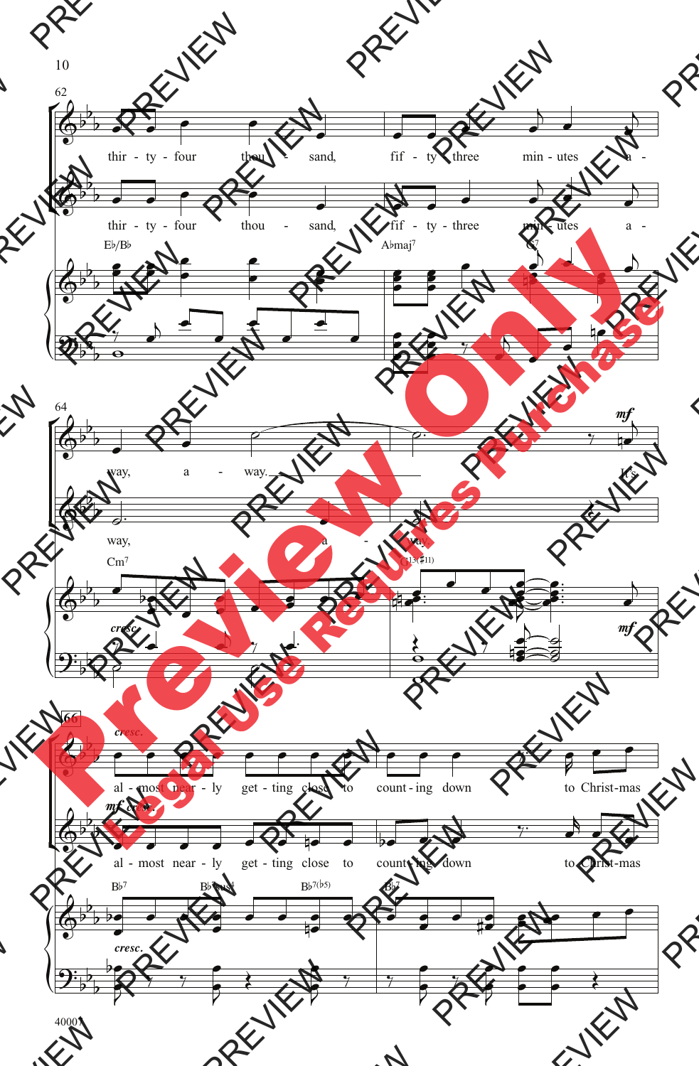62

thir - ty - four thou - sand, fif - ty - three min - utes a -

thir - ty - four thou - sand, fif - ty - three min - utes a -

E♭/B♭ A♭maj7 G7

64

way, a - way. It's

way, a - way.

Cm7 C13(♯11)

*cresc.* *mf*

66

*cresc.*

al - most near - ly get - ting close to count - ing down to Christ - mas

*mf cresc.*

al - most near - ly get - ting close to count - ing down to Christ - mas

B♭7 B♭7sus4 B♭7(♭5) B♭7

*cresc.*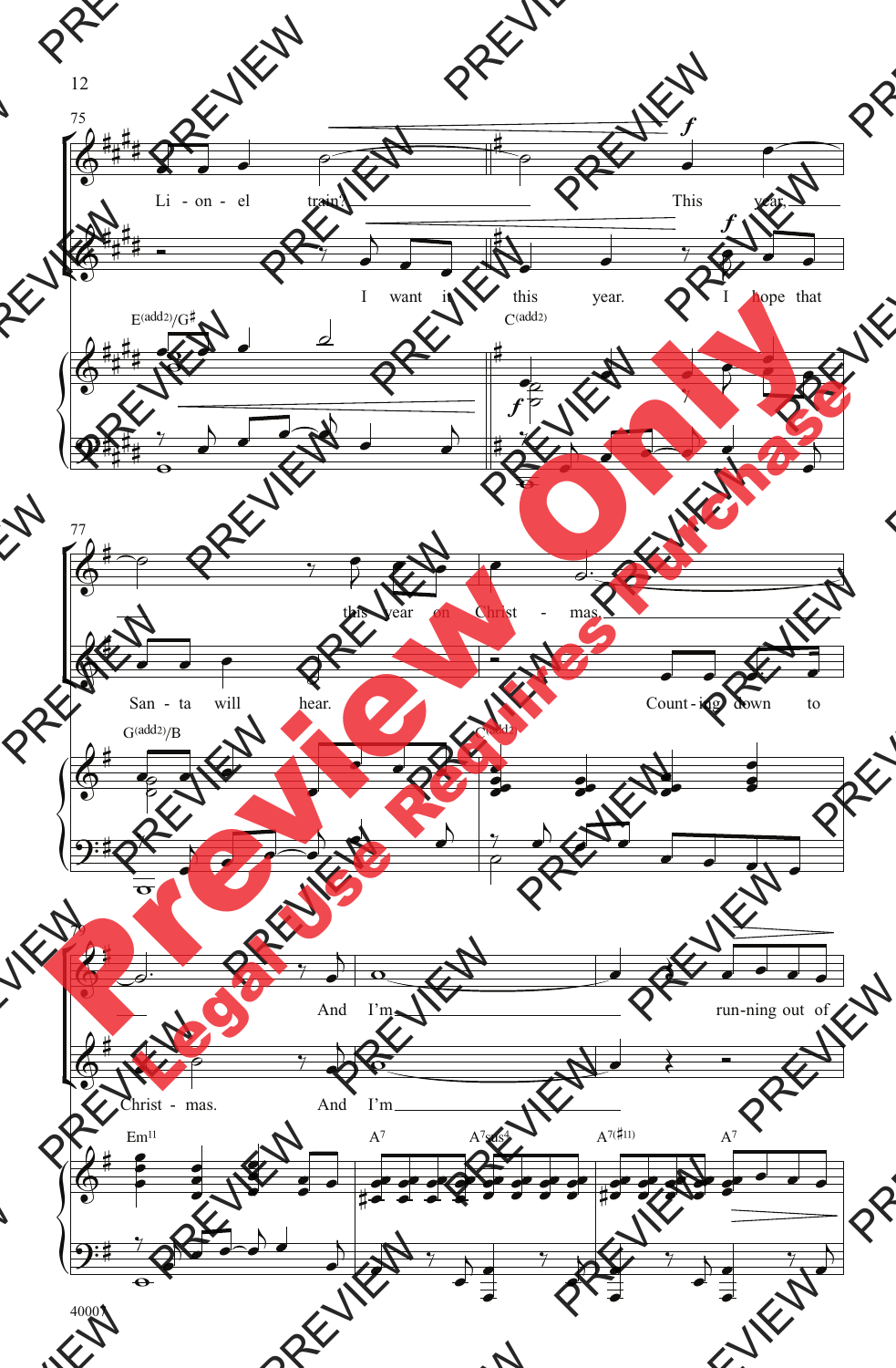75

Li - on - el train? This year,

I want it this year. I hope that

E(add2)/G♯ C(add2)

77

this year on Christ - mas.

San - ta will hear. Count - ing down to

G(add2)/B C(add2)

79

And I'm run - ning out of

Christ - mas. And I'm

Em11 A7 A7sus4 A7(♯11) A7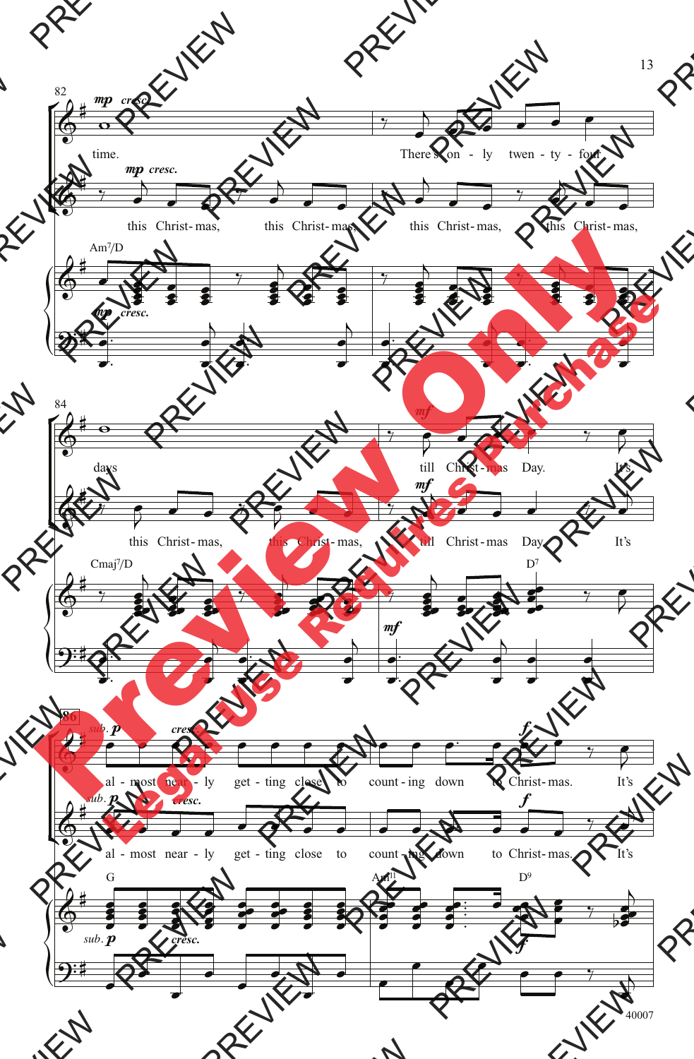82

*mp cresc.*

time. There's on - ly twen - ty - four

*mp cresc.*

this Christ- mas, this Christ- mas, this Christ- mas, this Christ- mas,

Am7/D

*mp cresc.*

84

days till Christ - mas Day. It's

*mf*

this Christ- mas, this Christ- mas, till Christ- mas Day. It's

Cmaj7/D D7

*mf*

86

*sub. p* *cresc.* *f*

al - most near - ly get - ting close to count - ing down to Christ- mas. It's

*sub. p* *cresc.* *f*

al - most near - ly get - ting close to count - ing down to Christ- mas. It's

G Am11 D9

*sub. p* *cresc.* *f*

40007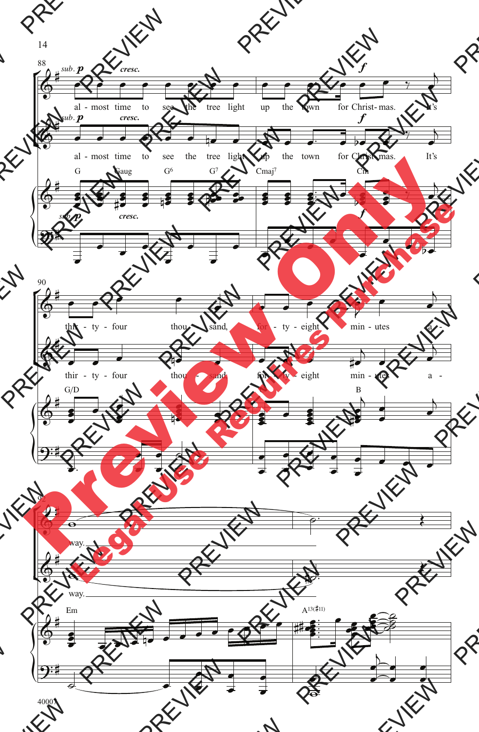88

*sub.* **p** *cresc.* **f**

al - most time to see the tree light up the town for Christ- mas. It's

al - most time to see the tree light up the town for Christ- mas. It's

G Gaug G6 G7 Cmaj7 Cm

90

thir - ty - four thou - sand, for - ty - eight min - utes a -

thir - ty - four thou - sand, for - ty - eight min - utes a -

G/D C B

92

way.

way.

Em A13(♯11)

40007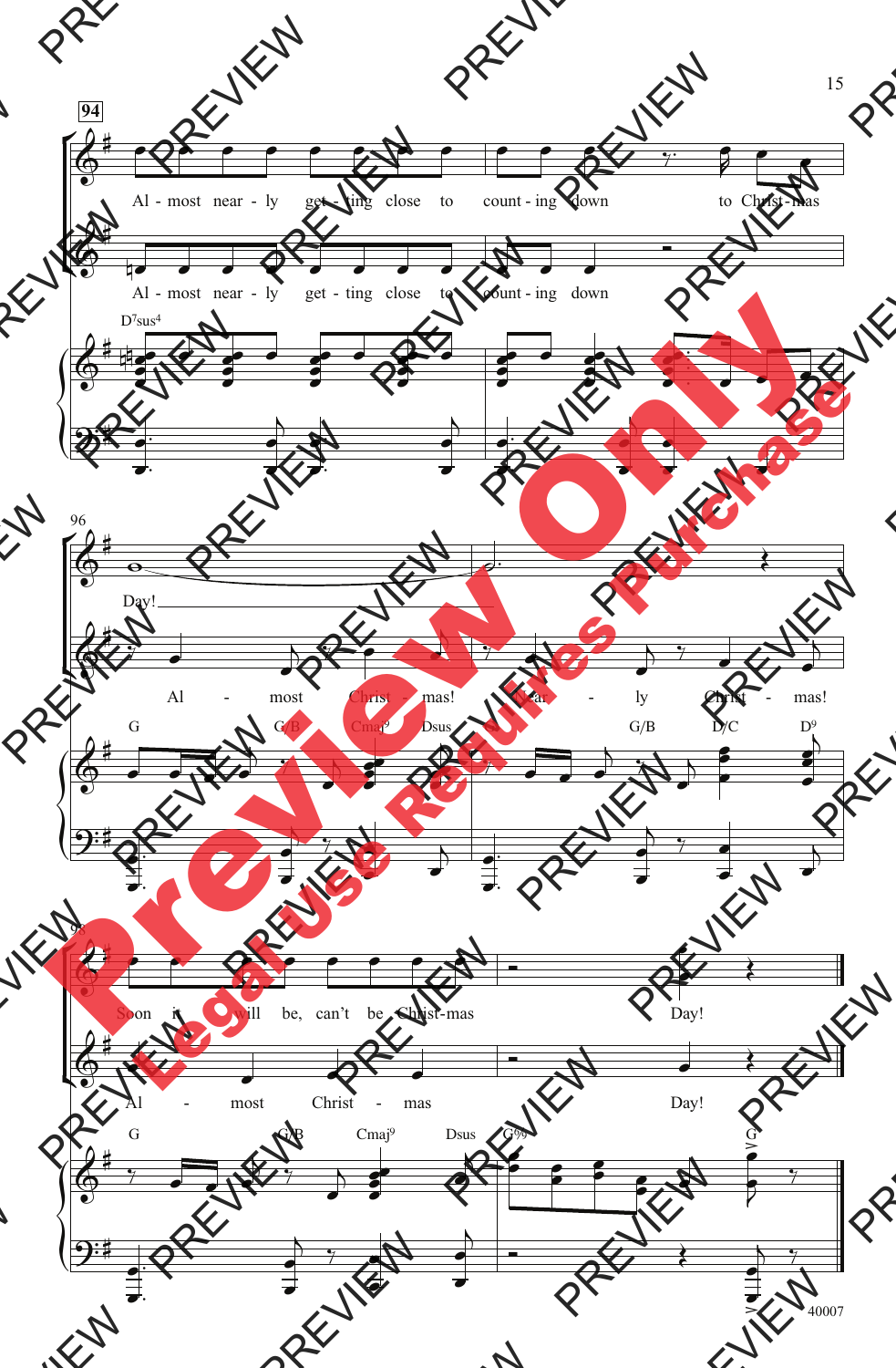94

Al - most near - ly get - ting close to count - ing down to Christ - mas

Al - most near - ly get - ting close to count - ing down

D7sus4

96

Day!

Al - most Christ - mas! Near - ly Christ - mas!

G G/B Cmaj9 Dsus G/B D/C D9

98

Soon it will be, can't be Christ - mas Day!

Al - most Christ - mas Day!

G G/B Cmaj9 Dsus G6/9 G

40007